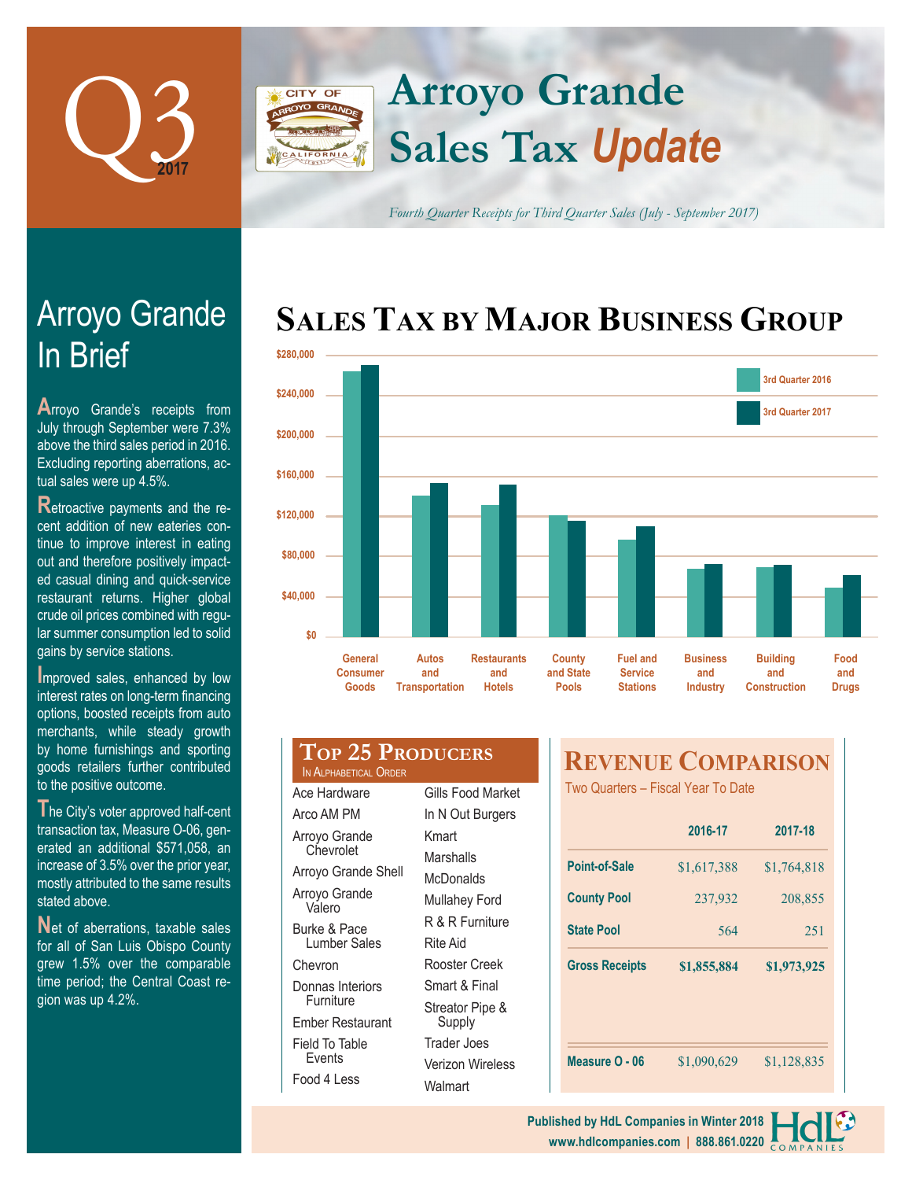# Q3 2017

# Arroyo Grande Sales Tax *Update*

*Fourth Quarter Receipts for Third Quarter Sales (July - September 2017)*

## Arroyo Grande In Brief

Arroyo Grande's receipts from July through September were 7.3% above the third sales period in 2016. Excluding reporting aberrations, actual sales were up 4.5%.

Retroactive payments and the recent addition of new eateries continue to improve interest in eating out and therefore positively impacted casual dining and quick-service restaurant returns. Higher global crude oil prices combined with regular summer consumption led to solid gains by service stations.

Improved sales, enhanced by low interest rates on long-term financing options, boosted receipts from auto merchants, while steady growth by home furnishings and sporting goods retailers further contributed to the positive outcome.

The City's voter approved half-cent transaction tax, Measure O-06, generated an additional $571,058, an increase of 3.5% over the prior year, mostly attributed to the same results stated above.

Net of aberrations, taxable sales for all of San Luis Obispo County grew 1.5% over the comparable time period; the Central Coast region was up 4.2%.

## Sales Tax by Major Business Group

(Bar chart comparing 3rd Quarter 2016 and 3rd Quarter 2017 for: General Consumer Goods, Autos and Transportation, Restaurants and Hotels, County and State Pools, Fuel and Service Stations, Business and Industry, Building and Construction, Food and Drugs. Axis: $0 to $280,000.)

## Top 25 Producers

In Alphabetical Order

| | |
|---|---|
| Ace Hardware | Gills Food Market |
| Arco AM PM | In N Out Burgers |
| Arroyo Grande Chevrolet | Kmart |
| Arroyo Grande Shell | Marshalls |
| Arroyo Grande Valero | McDonalds |
| Burke & Pace Lumber Sales | Mullahey Ford |
| Chevron | R & R Furniture |
| Donnas Interiors Furniture | Rite Aid |
| Ember Restaurant | Rooster Creek |
| Field To Table Events | Smart & Final |
| Food 4 Less | Streator Pipe & Supply |
| | Trader Joes |
| | Verizon Wireless |
| | Walmart |

## Revenue Comparison

Two Quarters – Fiscal Year To Date

| | 2016-17 | 2017-18 |
|---|---|---|
| Point-of-Sale | $1,617,388 | $1,764,818 |
| County Pool | 237,932 | 208,855 |
| State Pool | 564 | 251 |
| **Gross Receipts** | **$1,855,884** | **$1,973,925** |
| Measure O - 06 | $1,090,629 | $1,128,835 |

Published by HdL Companies in Winter 2018
www.hdlcompanies.com | 888.861.0220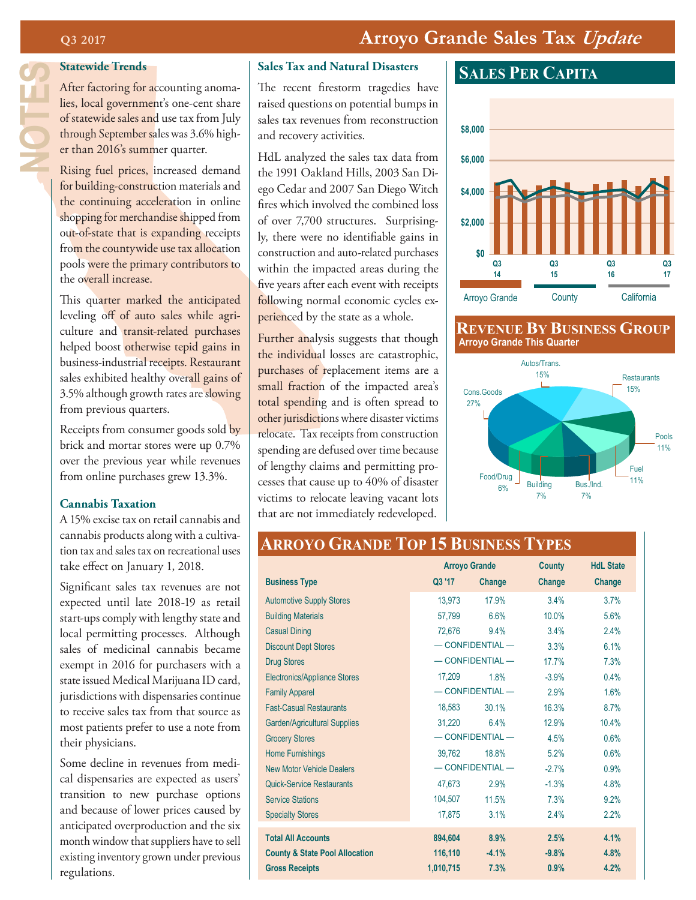# Arroyo Grande Sales Tax *Update*

**Q3 2017**

NOTES

### Statewide Trends

After factoring for accounting anomalies, local government's one-cent share of statewide sales and use tax from July through September sales was 3.6% higher than 2016's summer quarter.

Rising fuel prices, increased demand for building-construction materials and the continuing acceleration in online shopping for merchandise shipped from out-of-state that is expanding receipts from the countywide use tax allocation pools were the primary contributors to the overall increase.

This quarter marked the anticipated leveling off of auto sales while agriculture and transit-related purchases helped boost otherwise tepid gains in business-industrial receipts. Restaurant sales exhibited healthy overall gains of 3.5% although growth rates are slowing from previous quarters.

Receipts from consumer goods sold by brick and mortar stores were up 0.7% over the previous year while revenues from online purchases grew 13.3%.

### Cannabis Taxation

A 15% excise tax on retail cannabis and cannabis products along with a cultivation tax and sales tax on recreational uses take effect on January 1, 2018.

Significant sales tax revenues are not expected until late 2018-19 as retail start-ups comply with lengthy state and local permitting processes. Although sales of medicinal cannabis became exempt in 2016 for purchasers with a state issued Medical Marijuana ID card, jurisdictions with dispensaries continue to receive sales tax from that source as most patients prefer to use a note from their physicians.

Some decline in revenues from medical dispensaries are expected as users' transition to new purchase options and because of lower prices caused by anticipated overproduction and the six month window that suppliers have to sell existing inventory grown under previous regulations.

### Sales Tax and Natural Disasters

The recent firestorm tragedies have raised questions on potential bumps in sales tax revenues from reconstruction and recovery activities.

HdL analyzed the sales tax data from the 1991 Oakland Hills, 2003 San Diego Cedar and 2007 San Diego Witch fires which involved the combined loss of over 7,700 structures. Surprisingly, there were no identifiable gains in construction and auto-related purchases within the impacted areas during the five years after each event with receipts following normal economic cycles experienced by the state as a whole.

Further analysis suggests that though the individual losses are catastrophic, purchases of replacement items are a small fraction of the impacted area's total spending and is often spread to other jurisdictions where disaster victims relocate. Tax receipts from construction spending are defused over time because of lengthy claims and permitting processes that cause up to 40% of disaster victims to relocate leaving vacant lots that are not immediately redeveloped.

## Sales Per Capita

$8,000
$6,000
$4,000
$2,000
$0
Q3 14
Q3 15
Q3 16
Q3 17

Arroyo Grande
County
California

## Revenue By Business Group

Arroyo Grande This Quarter

Autos/Trans. 15%
Restaurants 15%
Pools 11%
Fuel 11%
Bus./Ind. 7%
Building 7%
Food/Drug 6%
Cons.Goods 27%

## Arroyo Grande Top 15 Business Types

| Business Type | Arroyo Grande Q3 '17 | Arroyo Grande Change | County Change | HdL State Change |
|---|---|---|---|---|
| Automotive Supply Stores | 13,973 | 17.9% | 3.4% | 3.7% |
| Building Materials | 57,799 | 6.6% | 10.0% | 5.6% |
| Casual Dining | 72,676 | 9.4% | 3.4% | 2.4% |
| Discount Dept Stores | — CONFIDENTIAL — | | 3.3% | 6.1% |
| Drug Stores | — CONFIDENTIAL — | | 17.7% | 7.3% |
| Electronics/Appliance Stores | 17,209 | 1.8% | -3.9% | 0.4% |
| Family Apparel | — CONFIDENTIAL — | | 2.9% | 1.6% |
| Fast-Casual Restaurants | 18,583 | 30.1% | 16.3% | 8.7% |
| Garden/Agricultural Supplies | 31,220 | 6.4% | 12.9% | 10.4% |
| Grocery Stores | — CONFIDENTIAL — | | 4.5% | 0.6% |
| Home Furnishings | 39,762 | 18.8% | 5.2% | 0.6% |
| New Motor Vehicle Dealers | — CONFIDENTIAL — | | -2.7% | 0.9% |
| Quick-Service Restaurants | 47,673 | 2.9% | -1.3% | 4.8% |
| Service Stations | 104,507 | 11.5% | 7.3% | 9.2% |
| Specialty Stores | 17,875 | 3.1% | 2.4% | 2.2% |
| **Total All Accounts** | **894,604** | **8.9%** | **2.5%** | **4.1%** |
| **County & State Pool Allocation** | **116,110** | **-4.1%** | **-9.8%** | **4.8%** |
| **Gross Receipts** | **1,010,715** | **7.3%** | **0.9%** | **4.2%** |